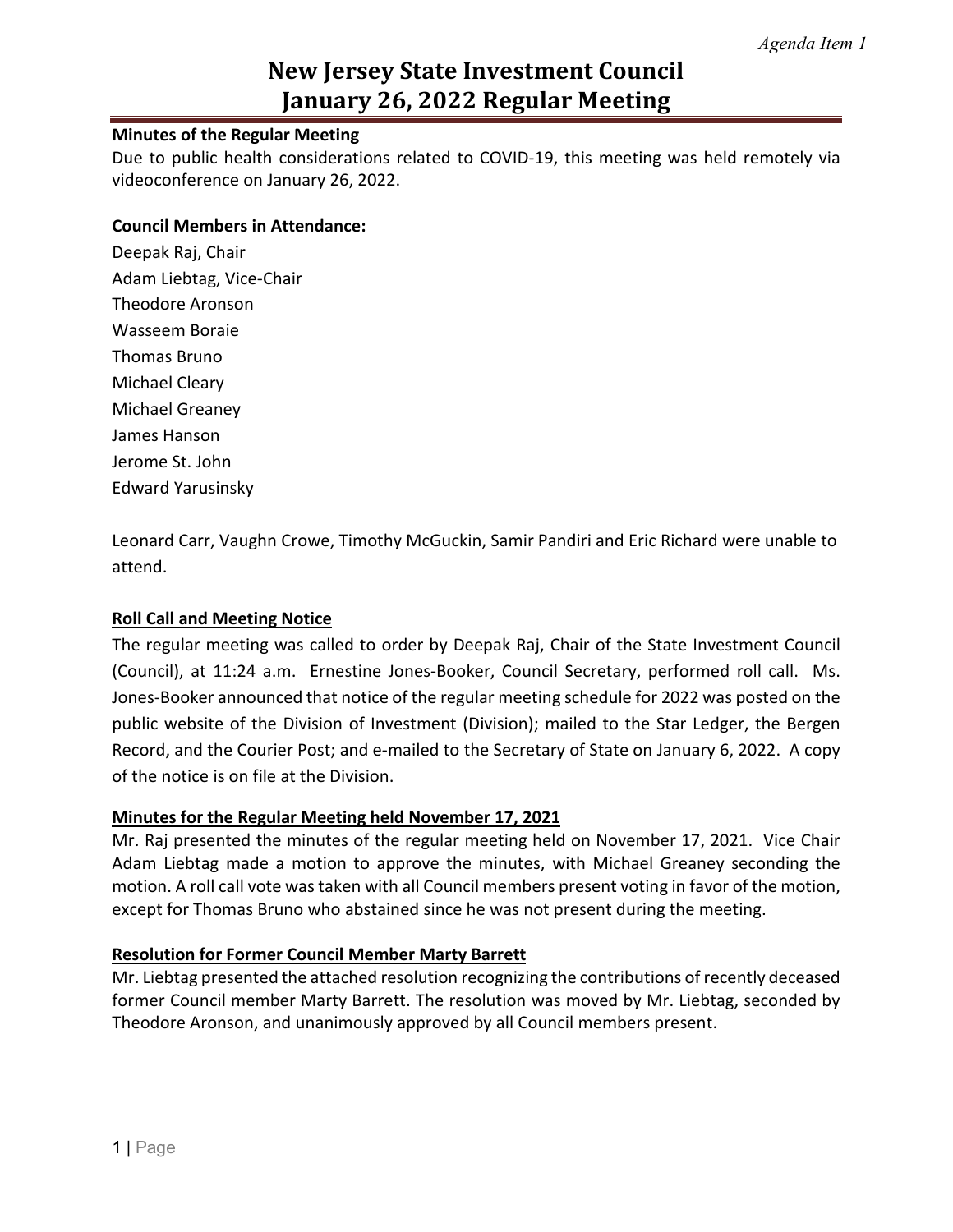*Agenda Item 1*

# New Jersey State Investment Council
# January 26, 2022 Regular Meeting

**Minutes of the Regular Meeting**

Due to public health considerations related to COVID-19, this meeting was held remotely via videoconference on January 26, 2022.

**Council Members in Attendance:**

Deepak Raj, Chair
Adam Liebtag, Vice-Chair
Theodore Aronson
Wasseem Boraie
Thomas Bruno
Michael Cleary
Michael Greaney
James Hanson
Jerome St. John
Edward Yarusinsky

Leonard Carr, Vaughn Crowe, Timothy McGuckin, Samir Pandiri and Eric Richard were unable to attend.

**Roll Call and Meeting Notice**

The regular meeting was called to order by Deepak Raj, Chair of the State Investment Council (Council), at 11:24 a.m. Ernestine Jones-Booker, Council Secretary, performed roll call. Ms. Jones-Booker announced that notice of the regular meeting schedule for 2022 was posted on the public website of the Division of Investment (Division); mailed to the Star Ledger, the Bergen Record, and the Courier Post; and e-mailed to the Secretary of State on January 6, 2022. A copy of the notice is on file at the Division.

**Minutes for the Regular Meeting held November 17, 2021**

Mr. Raj presented the minutes of the regular meeting held on November 17, 2021. Vice Chair Adam Liebtag made a motion to approve the minutes, with Michael Greaney seconding the motion. A roll call vote was taken with all Council members present voting in favor of the motion, except for Thomas Bruno who abstained since he was not present during the meeting.

**Resolution for Former Council Member Marty Barrett**

Mr. Liebtag presented the attached resolution recognizing the contributions of recently deceased former Council member Marty Barrett. The resolution was moved by Mr. Liebtag, seconded by Theodore Aronson, and unanimously approved by all Council members present.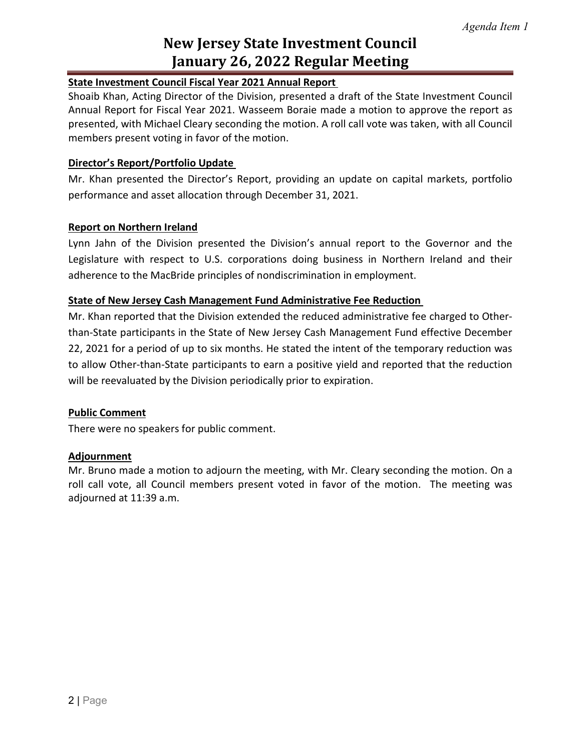# New Jersey State Investment Council
# January 26, 2022 Regular Meeting

**State Investment Council Fiscal Year 2021 Annual Report**

Shoaib Khan, Acting Director of the Division, presented a draft of the State Investment Council Annual Report for Fiscal Year 2021. Wasseem Boraie made a motion to approve the report as presented, with Michael Cleary seconding the motion. A roll call vote was taken, with all Council members present voting in favor of the motion.

**Director's Report/Portfolio Update**

Mr. Khan presented the Director's Report, providing an update on capital markets, portfolio performance and asset allocation through December 31, 2021.

**Report on Northern Ireland**

Lynn Jahn of the Division presented the Division's annual report to the Governor and the Legislature with respect to U.S. corporations doing business in Northern Ireland and their adherence to the MacBride principles of nondiscrimination in employment.

**State of New Jersey Cash Management Fund Administrative Fee Reduction**

Mr. Khan reported that the Division extended the reduced administrative fee charged to Other-than-State participants in the State of New Jersey Cash Management Fund effective December 22, 2021 for a period of up to six months. He stated the intent of the temporary reduction was to allow Other-than-State participants to earn a positive yield and reported that the reduction will be reevaluated by the Division periodically prior to expiration.

**Public Comment**

There were no speakers for public comment.

**Adjournment**

Mr. Bruno made a motion to adjourn the meeting, with Mr. Cleary seconding the motion. On a roll call vote, all Council members present voted in favor of the motion. The meeting was adjourned at 11:39 a.m.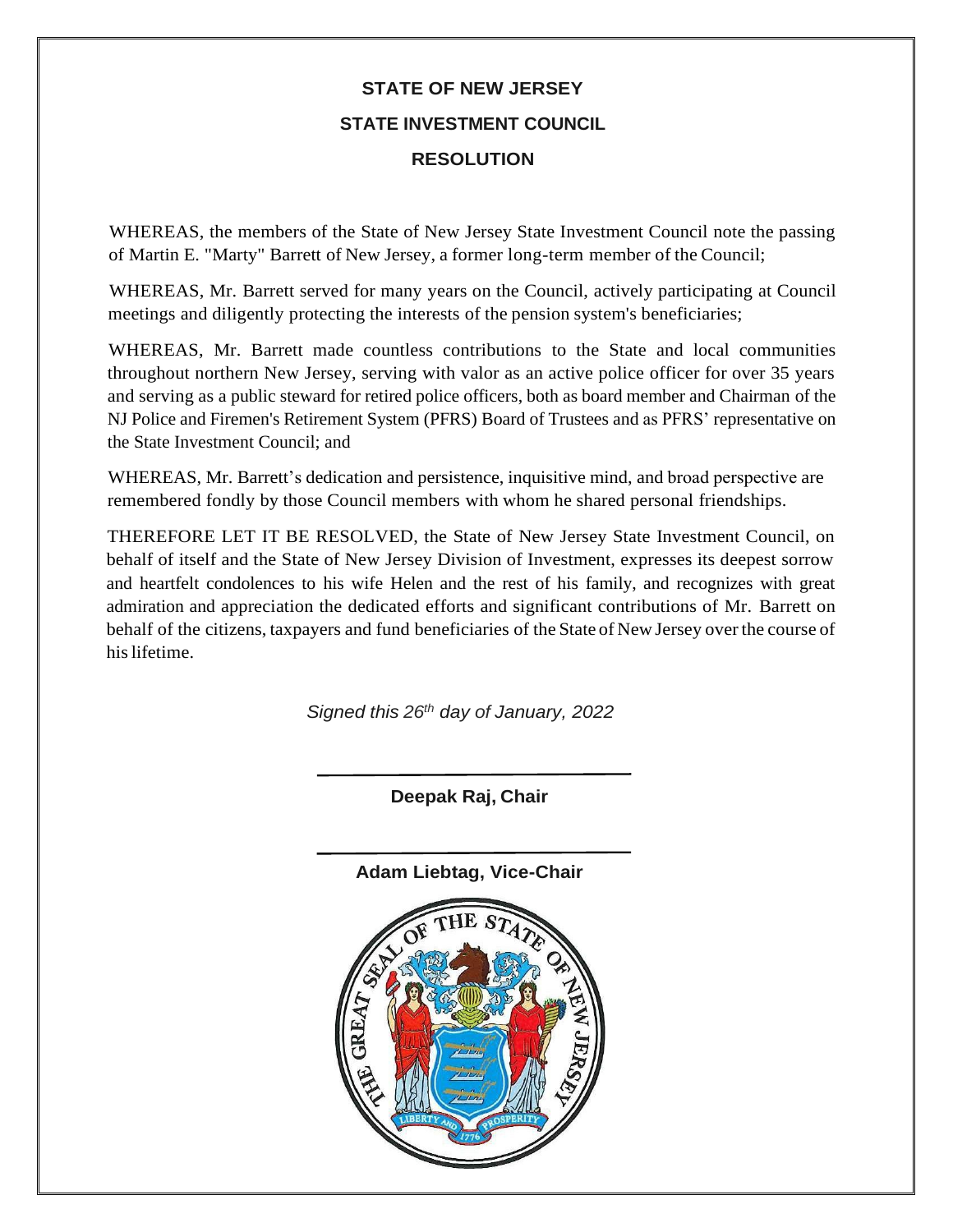**STATE OF NEW JERSEY**

**STATE INVESTMENT COUNCIL**

**RESOLUTION**

WHEREAS, the members of the State of New Jersey State Investment Council note the passing of Martin E. "Marty" Barrett of New Jersey, a former long-term member of the Council;

WHEREAS, Mr. Barrett served for many years on the Council, actively participating at Council meetings and diligently protecting the interests of the pension system's beneficiaries;

WHEREAS, Mr. Barrett made countless contributions to the State and local communities throughout northern New Jersey, serving with valor as an active police officer for over 35 years and serving as a public steward for retired police officers, both as board member and Chairman of the NJ Police and Firemen's Retirement System (PFRS) Board of Trustees and as PFRS' representative on the State Investment Council; and

WHEREAS, Mr. Barrett's dedication and persistence, inquisitive mind, and broad perspective are remembered fondly by those Council members with whom he shared personal friendships.

THEREFORE LET IT BE RESOLVED, the State of New Jersey State Investment Council, on behalf of itself and the State of New Jersey Division of Investment, expresses its deepest sorrow and heartfelt condolences to his wife Helen and the rest of his family, and recognizes with great admiration and appreciation the dedicated efforts and significant contributions of Mr. Barrett on behalf of the citizens, taxpayers and fund beneficiaries of the State of New Jersey over the course of his lifetime.

*Signed this 26th day of January, 2022*

**Deepak Raj, Chair**

**Adam Liebtag, Vice-Chair**